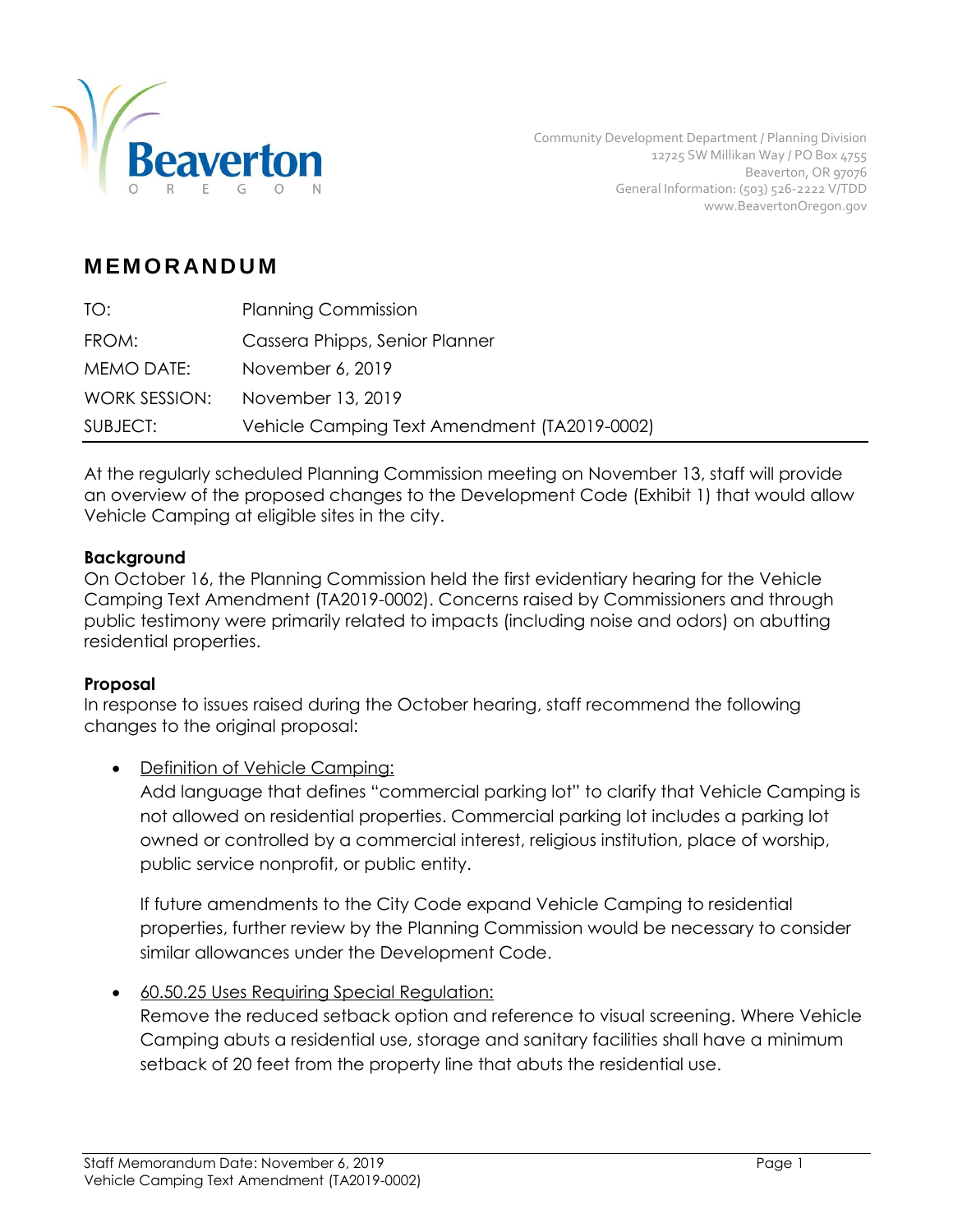Beaverton
OREGON

Community Development Department / Planning Division
12725 SW Millikan Way / PO Box 4755
Beaverton, OR 97076
General Information: (503) 526-2222 V/TDD
www.BeavertonOregon.gov

# MEMORANDUM

| | |
|---|---|
| TO: | Planning Commission |
| FROM: | Cassera Phipps, Senior Planner |
| MEMO DATE: | November 6, 2019 |
| WORK SESSION: | November 13, 2019 |
| SUBJECT: | Vehicle Camping Text Amendment (TA2019-0002) |

At the regularly scheduled Planning Commission meeting on November 13, staff will provide an overview of the proposed changes to the Development Code (Exhibit 1) that would allow Vehicle Camping at eligible sites in the city.

**Background**
On October 16, the Planning Commission held the first evidentiary hearing for the Vehicle Camping Text Amendment (TA2019-0002). Concerns raised by Commissioners and through public testimony were primarily related to impacts (including noise and odors) on abutting residential properties.

**Proposal**
In response to issues raised during the October hearing, staff recommend the following changes to the original proposal:

- <u>Definition of Vehicle Camping:</u>
  Add language that defines "commercial parking lot" to clarify that Vehicle Camping is not allowed on residential properties. Commercial parking lot includes a parking lot owned or controlled by a commercial interest, religious institution, place of worship, public service nonprofit, or public entity.

  If future amendments to the City Code expand Vehicle Camping to residential properties, further review by the Planning Commission would be necessary to consider similar allowances under the Development Code.

- <u>60.50.25 Uses Requiring Special Regulation:</u>
  Remove the reduced setback option and reference to visual screening. Where Vehicle Camping abuts a residential use, storage and sanitary facilities shall have a minimum setback of 20 feet from the property line that abuts the residential use.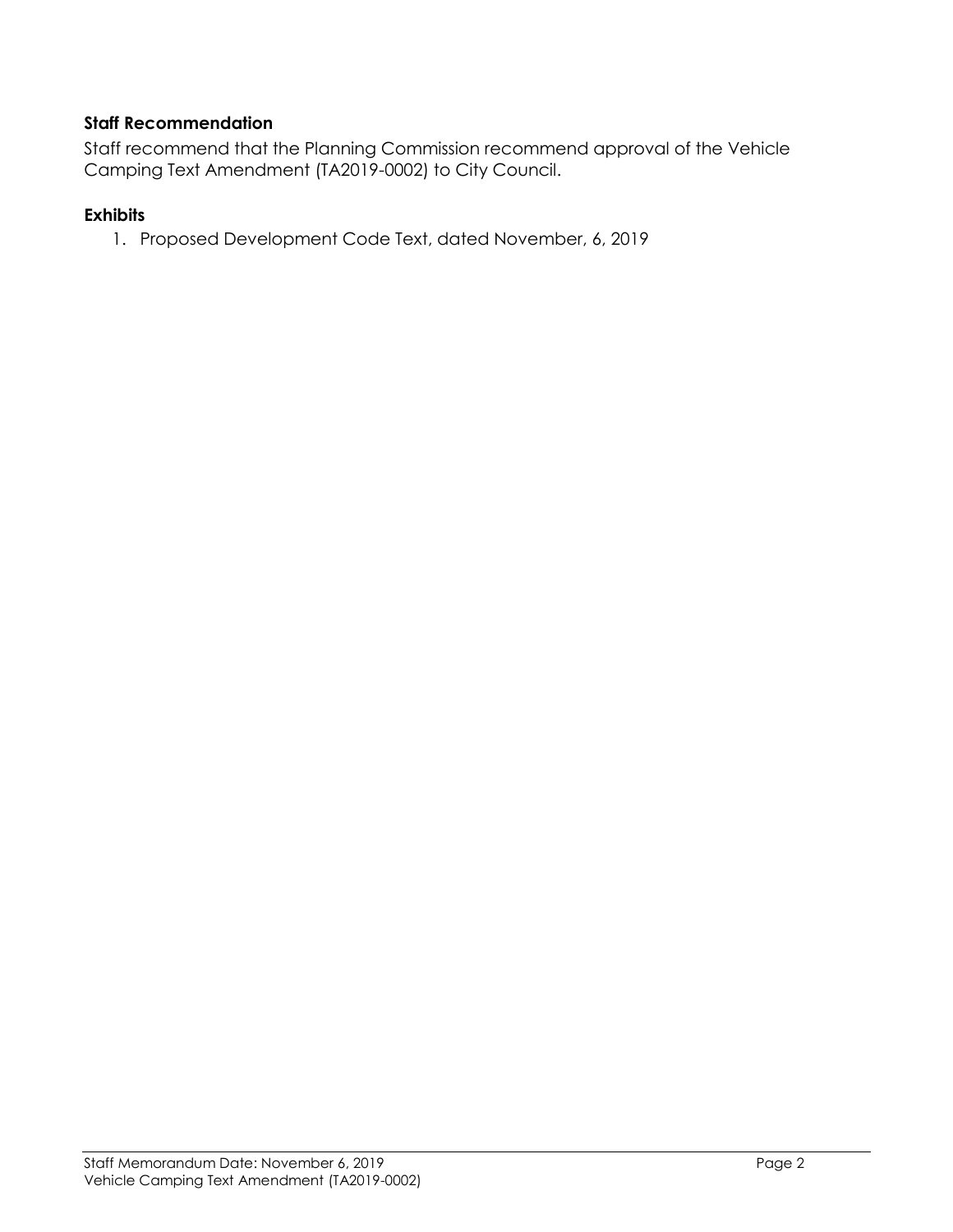**Staff Recommendation**

Staff recommend that the Planning Commission recommend approval of the Vehicle Camping Text Amendment (TA2019-0002) to City Council.

**Exhibits**

1. Proposed Development Code Text, dated November, 6, 2019